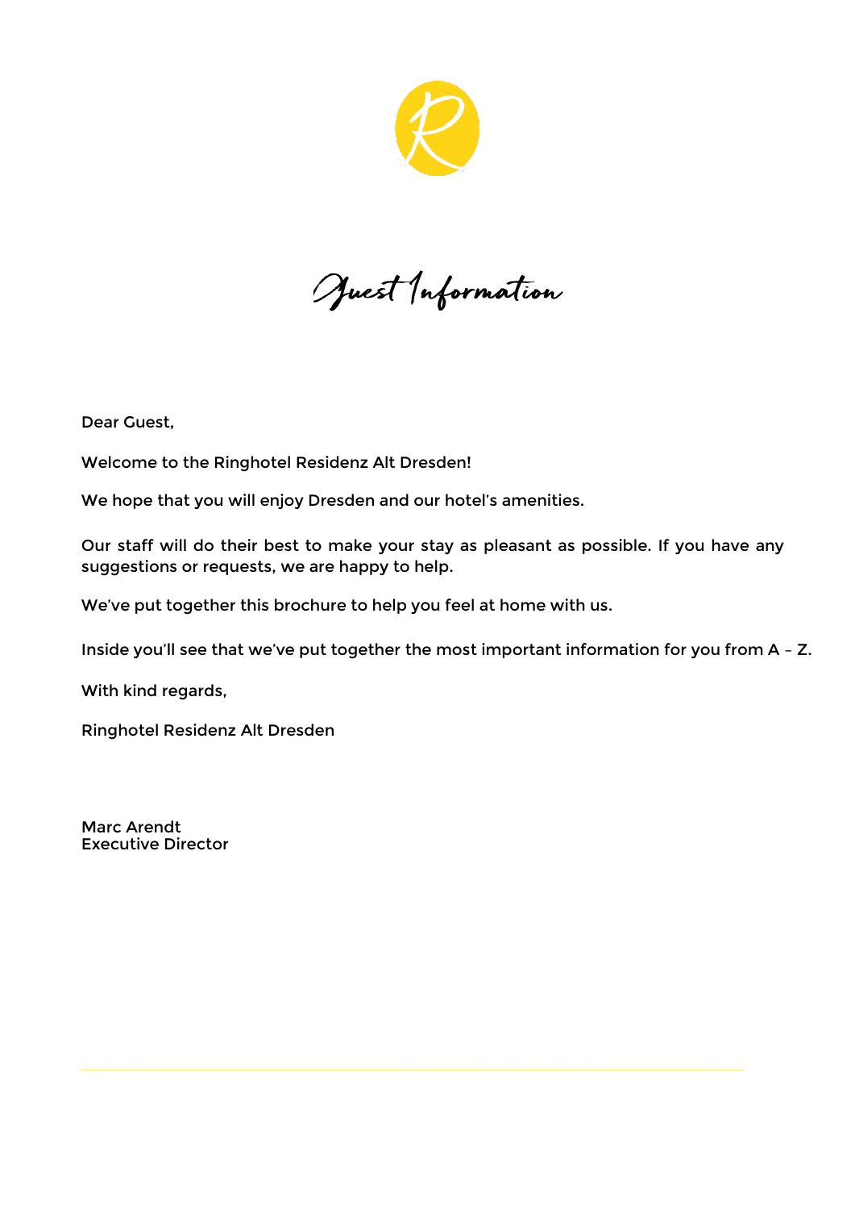# Guest Information

Dear Guest,

Welcome to the Ringhotel Residenz Alt Dresden!

We hope that you will enjoy Dresden and our hotel's amenities.

Our staff will do their best to make your stay as pleasant as possible. If you have any suggestions or requests, we are happy to help.

We've put together this brochure to help you feel at home with us.

Inside you'll see that we've put together the most important information for you from A – Z.

With kind regards,

Ringhotel Residenz Alt Dresden

Marc Arendt
Executive Director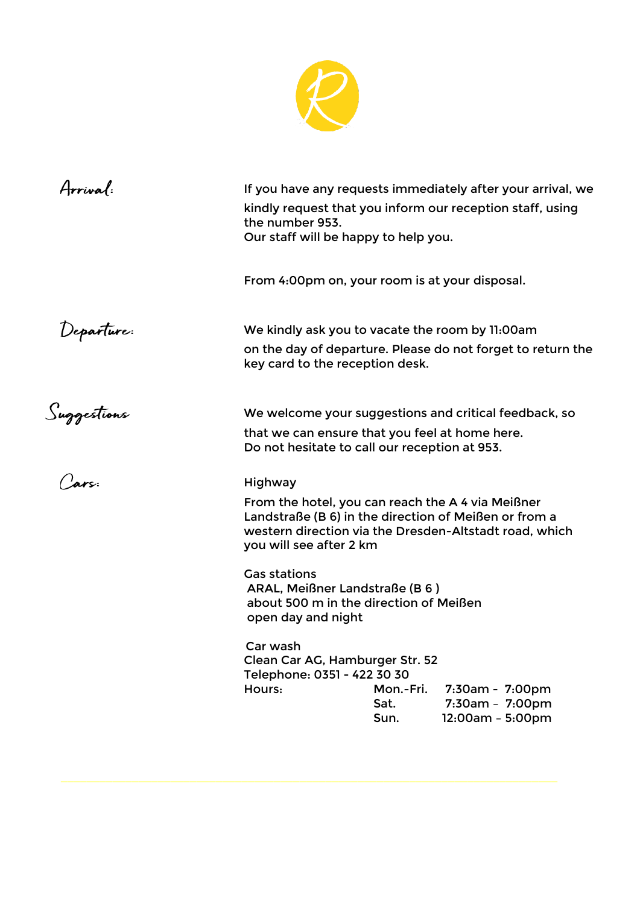**Arrival:**

If you have any requests immediately after your arrival, we kindly request that you inform our reception staff, using the number 953.
Our staff will be happy to help you.

From 4:00pm on, your room is at your disposal.

**Departure:**

We kindly ask you to vacate the room by 11:00am on the day of departure. Please do not forget to return the key card to the reception desk.

**Suggestions**

We welcome your suggestions and critical feedback, so that we can ensure that you feel at home here.
Do not hesitate to call our reception at 953.

**Cars:**

Highway

From the hotel, you can reach the A 4 via Meißner Landstraße (B 6) in the direction of Meißen or from a western direction via the Dresden-Altstadt road, which you will see after 2 km

Gas stations
ARAL, Meißner Landstraße (B 6 )
about 500 m in the direction of Meißen
open day and night

Car wash
Clean Car AG, Hamburger Str. 52
Telephone: 0351 - 422 30 30

| Hours: | | |
|---|---|---|
| | Mon.-Fri. | 7:30am - 7:00pm |
| | Sat. | 7:30am – 7:00pm |
| | Sun. | 12:00am – 5:00pm |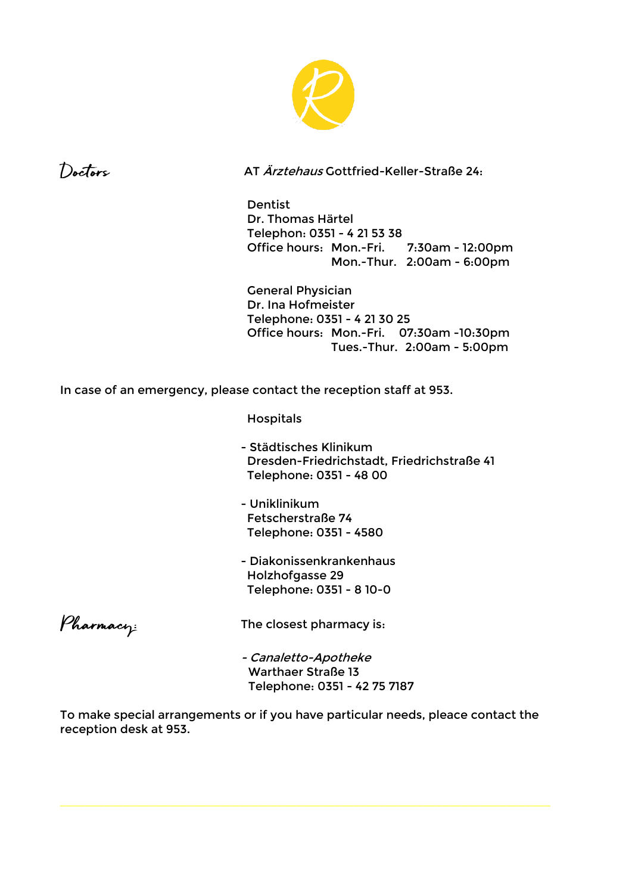## Doctors

AT *Ärztehaus* Gottfried-Keller-Straße 24:

Dentist
Dr. Thomas Härtel
Telephon: 0351 - 4 21 53 38
Office hours: Mon.-Fri. 7:30am - 12:00pm
Mon.-Thur. 2:00am - 6:00pm

General Physician
Dr. Ina Hofmeister
Telephone: 0351 - 4 21 30 25
Office hours: Mon.-Fri. 07:30am -10:30pm
Tues.-Thur. 2:00am - 5:00pm

In case of an emergency, please contact the reception staff at 953.

Hospitals

- Städtisches Klinikum
  Dresden-Friedrichstadt, Friedrichstraße 41
  Telephone: 0351 - 48 00

- Uniklinikum
  Fetscherstraße 74
  Telephone: 0351 - 4580

- Diakonissenkrankenhaus
  Holzhofgasse 29
  Telephone: 0351 - 8 10-0

## Pharmacy:

The closest pharmacy is:

- *Canaletto-Apotheke*
  Warthaer Straße 13
  Telephone: 0351 - 42 75 7187

To make special arrangements or if you have particular needs, pleace contact the reception desk at 953.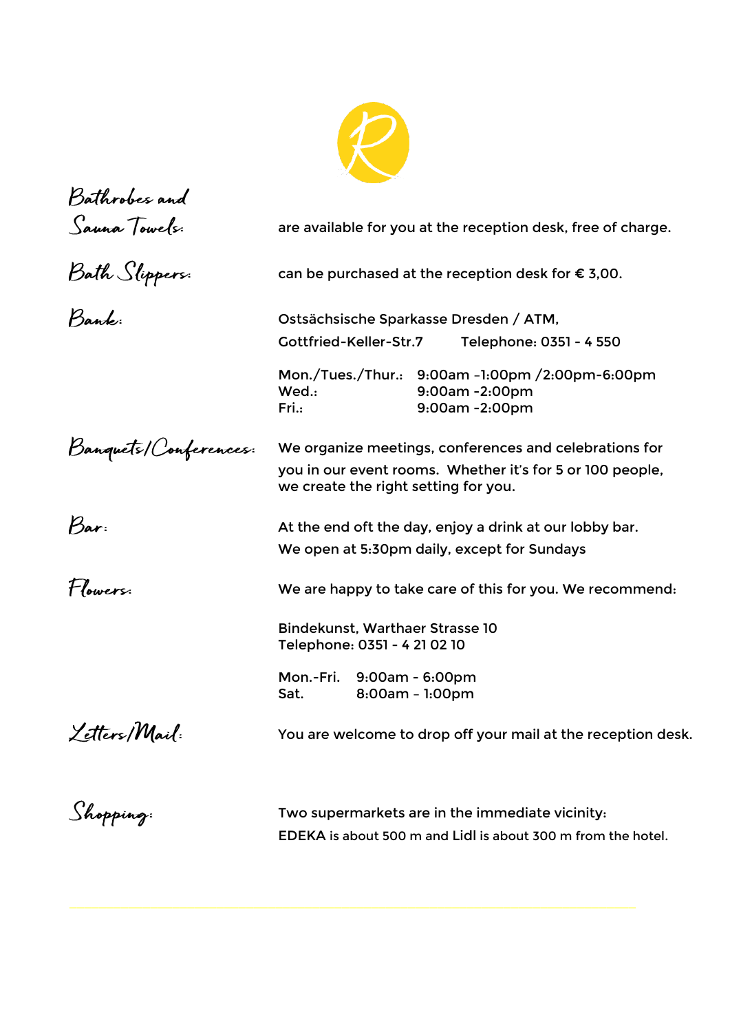**Bathrobes and Sauna Towels:** are available for you at the reception desk, free of charge.

**Bath Slippers:** can be purchased at the reception desk for € 3,00.

**Bank:** Ostsächsische Sparkasse Dresden / ATM,
Gottfried-Keller-Str.7 Telephone: 0351 - 4 550

| | |
|---|---|
| Mon./Tues./Thur.: | 9:00am -1:00pm /2:00pm-6:00pm |
| Wed.: | 9:00am -2:00pm |
| Fri.: | 9:00am -2:00pm |

**Banquets/Conferences:** We organize meetings, conferences and celebrations for you in our event rooms. Whether it's for 5 or 100 people, we create the right setting for you.

**Bar:** At the end oft the day, enjoy a drink at our lobby bar.
We open at 5:30pm daily, except for Sundays

**Flowers:** We are happy to take care of this for you. We recommend:

Bindekunst, Warthaer Strasse 10
Telephone: 0351 - 4 21 02 10

| | |
|---|---|
| Mon.-Fri. | 9:00am - 6:00pm |
| Sat. | 8:00am - 1:00pm |

**Letters/Mail:** You are welcome to drop off your mail at the reception desk.

**Shopping:** Two supermarkets are in the immediate vicinity:
EDEKA is about 500 m and Lidl is about 300 m from the hotel.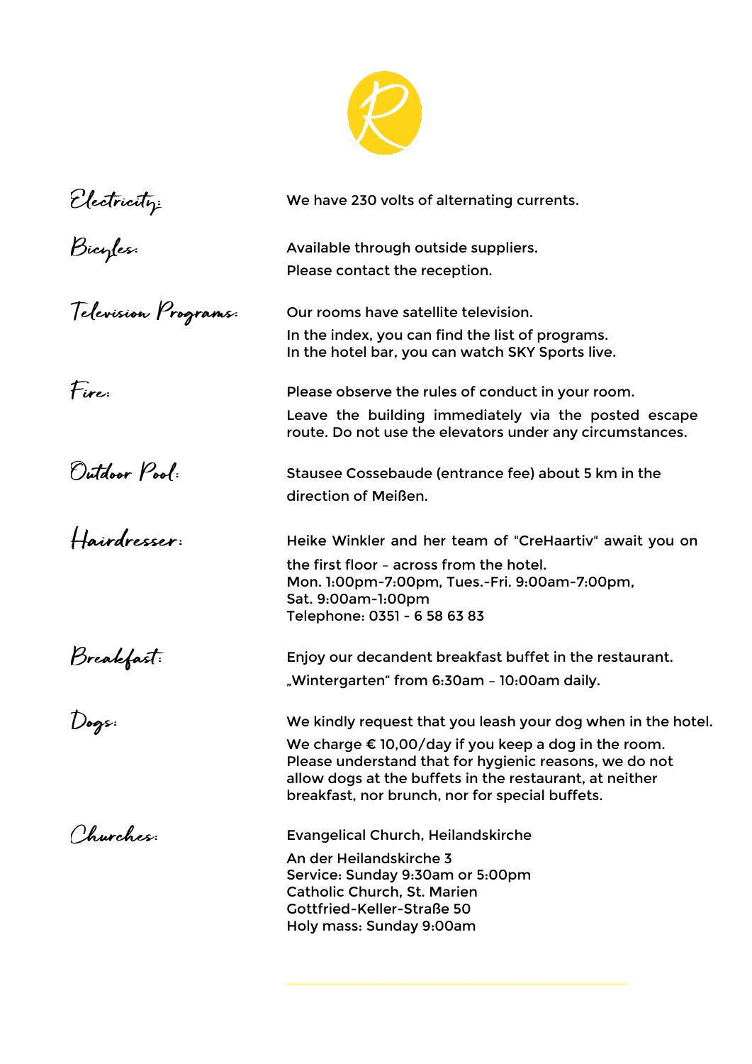**Electricity:** We have 230 volts of alternating currents.

**Bicycles:** Available through outside suppliers.
Please contact the reception.

**Television Programs:** Our rooms have satellite television.
In the index, you can find the list of programs.
In the hotel bar, you can watch SKY Sports live.

**Fire:** Please observe the rules of conduct in your room.
Leave the building immediately via the posted escape route. Do not use the elevators under any circumstances.

**Outdoor Pool:** Stausee Cossebaude (entrance fee) about 5 km in the direction of Meißen.

**Hairdresser:** Heike Winkler and her team of "CreHaartiv" await you on the first floor – across from the hotel.
Mon. 1:00pm-7:00pm, Tues.-Fri. 9:00am-7:00pm,
Sat. 9:00am-1:00pm
Telephone: 0351 - 6 58 63 83

**Breakfast:** Enjoy our decandent breakfast buffet in the restaurant. „Wintergarten“ from 6:30am – 10:00am daily.

**Dogs:** We kindly request that you leash your dog when in the hotel.
We charge € 10,00/day if you keep a dog in the room.
Please understand that for hygienic reasons, we do not allow dogs at the buffets in the restaurant, at neither breakfast, nor brunch, nor for special buffets.

**Churches:** Evangelical Church, Heilandskirche
An der Heilandskirche 3
Service: Sunday 9:30am or 5:00pm
Catholic Church, St. Marien
Gottfried-Keller-Straße 50
Holy mass: Sunday 9:00am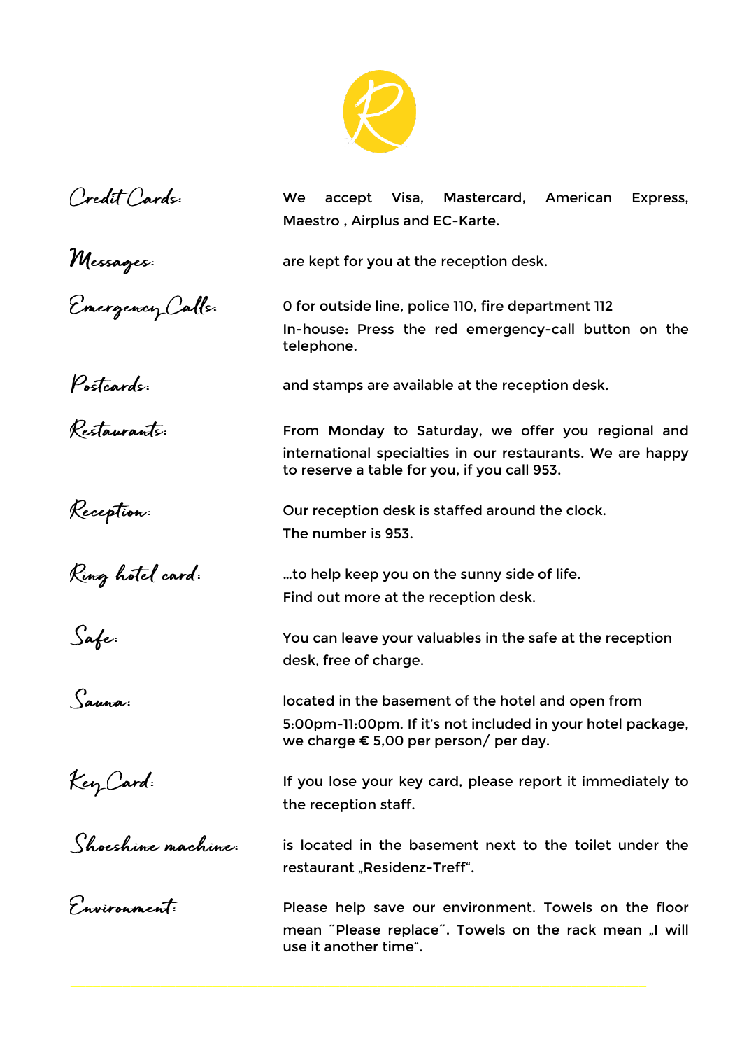**Credit Cards:** We accept Visa, Mastercard, American Express, Maestro , Airplus and EC-Karte.

**Messages:** are kept for you at the reception desk.

**Emergency Calls:** 0 for outside line, police 110, fire department 112

In-house: Press the red emergency-call button on the telephone.

**Postcards:** and stamps are available at the reception desk.

**Restaurants:** From Monday to Saturday, we offer you regional and international specialties in our restaurants. We are happy to reserve a table for you, if you call 953.

**Reception:** Our reception desk is staffed around the clock.

The number is 953.

**Ring hotel card:** ...to help keep you on the sunny side of life.

Find out more at the reception desk.

**Safe:** You can leave your valuables in the safe at the reception desk, free of charge.

**Sauna:** located in the basement of the hotel and open from 5:00pm-11:00pm. If it's not included in your hotel package, we charge € 5,00 per person/ per day.

**Key Card:** If you lose your key card, please report it immediately to the reception staff.

**Shoeshine machine:** is located in the basement next to the toilet under the restaurant „Residenz-Treff".

**Environment:** Please help save our environment. Towels on the floor mean ˝Please replace˝. Towels on the rack mean „I will use it another time".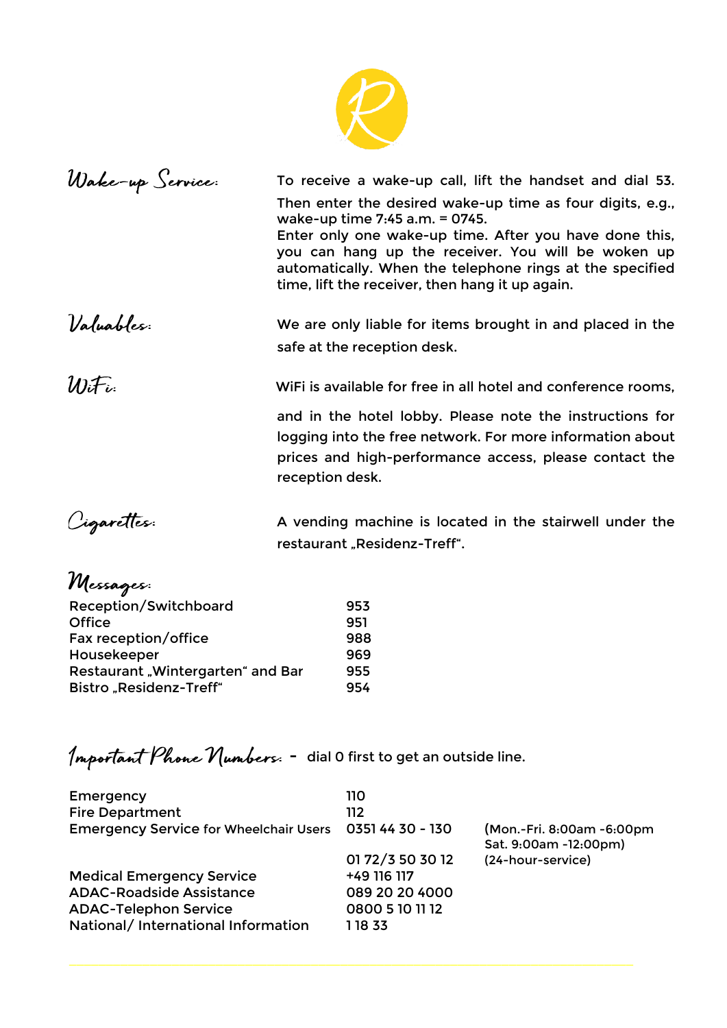## Wake-up Service:

To receive a wake-up call, lift the handset and dial 53.

Then enter the desired wake-up time as four digits, e.g., wake-up time 7:45 a.m. = 0745.
Enter only one wake-up time. After you have done this, you can hang up the receiver. You will be woken up automatically. When the telephone rings at the specified time, lift the receiver, then hang it up again.

## Valuables:

We are only liable for items brought in and placed in the safe at the reception desk.

## WiFi:

WiFi is available for free in all hotel and conference rooms,

and in the hotel lobby. Please note the instructions for logging into the free network. For more information about prices and high-performance access, please contact the reception desk.

## Cigarettes:

A vending machine is located in the stairwell under the restaurant „Residenz-Treff“.

## Messages:

| | |
|---|---|
| Reception/Switchboard | 953 |
| Office | 951 |
| Fax reception/office | 988 |
| Housekeeper | 969 |
| Restaurant „Wintergarten“ and Bar | 955 |
| Bistro „Residenz-Treff“ | 954 |

## Important Phone Numbers: - dial 0 first to get an outside line.

| | | |
|---|---|---|
| Emergency | 110 | |
| Fire Department | 112 | |
| Emergency Service for Wheelchair Users | 0351 44 30 - 130 | (Mon.-Fri. 8:00am -6:00pm Sat. 9:00am -12:00pm) |
| | 01 72/3 50 30 12 | (24-hour-service) |
| Medical Emergency Service | +49 116 117 | |
| ADAC-Roadside Assistance | 089 20 20 4000 | |
| ADAC-Telephon Service | 0800 5 10 11 12 | |
| National/ International Information | 1 18 33 | |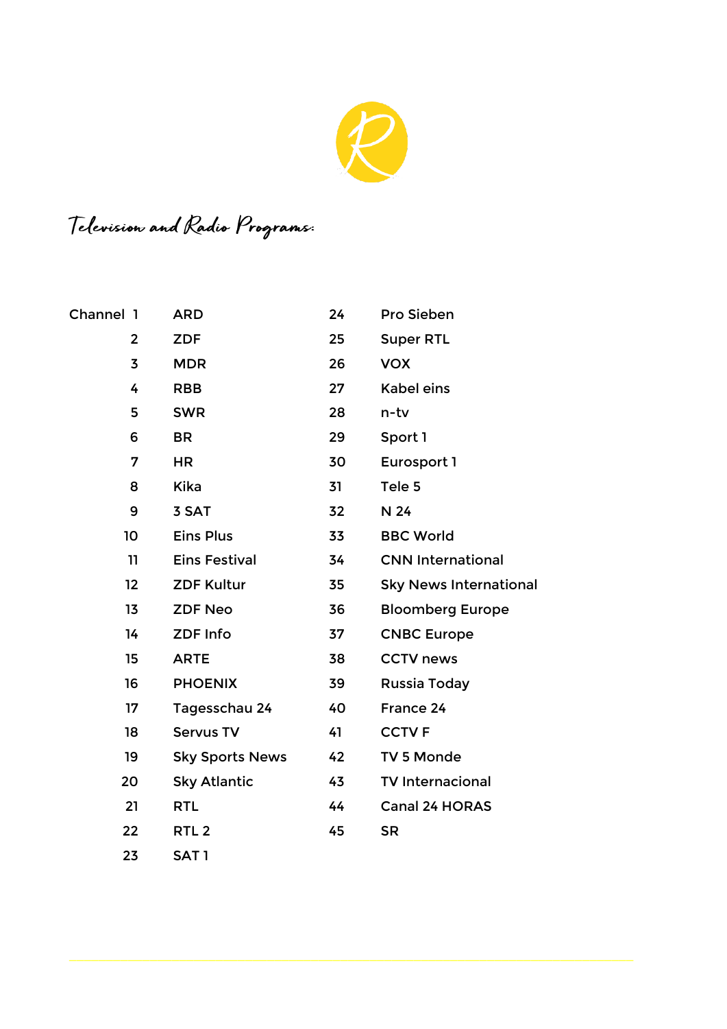# Television and Radio Programs:

| Channel | | | |
|---|---|---|---|
| 1 | ARD | 24 | Pro Sieben |
| 2 | ZDF | 25 | Super RTL |
| 3 | MDR | 26 | VOX |
| 4 | RBB | 27 | Kabel eins |
| 5 | SWR | 28 | n-tv |
| 6 | BR | 29 | Sport 1 |
| 7 | HR | 30 | Eurosport 1 |
| 8 | Kika | 31 | Tele 5 |
| 9 | 3 SAT | 32 | N 24 |
| 10 | Eins Plus | 33 | BBC World |
| 11 | Eins Festival | 34 | CNN International |
| 12 | ZDF Kultur | 35 | Sky News International |
| 13 | ZDF Neo | 36 | Bloomberg Europe |
| 14 | ZDF Info | 37 | CNBC Europe |
| 15 | ARTE | 38 | CCTV news |
| 16 | PHOENIX | 39 | Russia Today |
| 17 | Tagesschau 24 | 40 | France 24 |
| 18 | Servus TV | 41 | CCTV F |
| 19 | Sky Sports News | 42 | TV 5 Monde |
| 20 | Sky Atlantic | 43 | TV Internacional |
| 21 | RTL | 44 | Canal 24 HORAS |
| 22 | RTL 2 | 45 | SR |
| 23 | SAT 1 | | |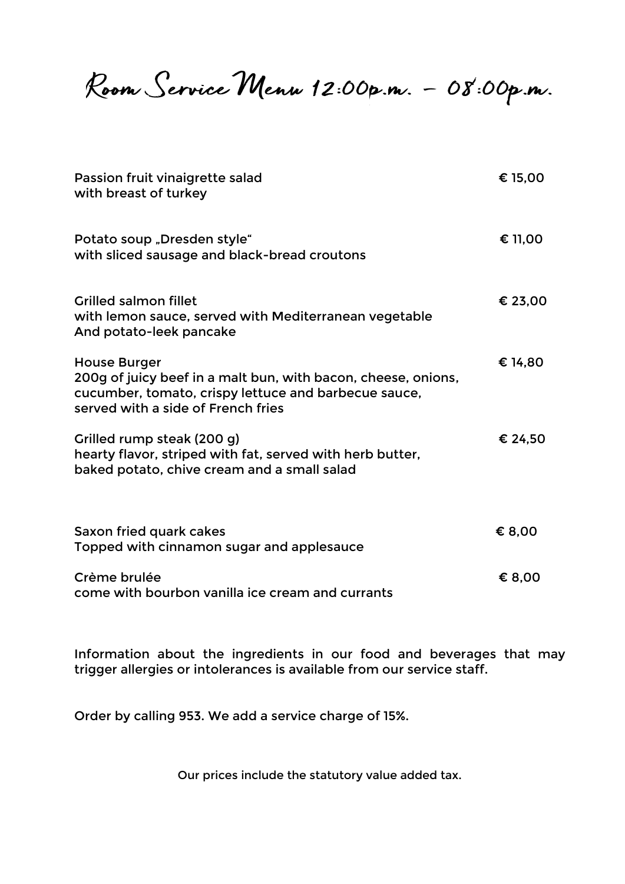# Room Service Menu 12:00p.m. – 08:00p.m.

| | |
|---|---|
| Passion fruit vinaigrette salad<br>with breast of turkey | € 15,00 |
| Potato soup „Dresden style"<br>with sliced sausage and black-bread croutons | € 11,00 |
| Grilled salmon fillet<br>with lemon sauce, served with Mediterranean vegetable<br>And potato-leek pancake | € 23,00 |
| House Burger<br>200g of juicy beef in a malt bun, with bacon, cheese, onions,<br>cucumber, tomato, crispy lettuce and barbecue sauce,<br>served with a side of French fries | € 14,80 |
| Grilled rump steak (200 g)<br>hearty flavor, striped with fat, served with herb butter,<br>baked potato, chive cream and a small salad | € 24,50 |
| Saxon fried quark cakes<br>Topped with cinnamon sugar and applesauce | € 8,00 |
| Crème brulée<br>come with bourbon vanilla ice cream and currants | € 8,00 |

Information about the ingredients in our food and beverages that may trigger allergies or intolerances is available from our service staff.

Order by calling 953. We add a service charge of 15%.

Our prices include the statutory value added tax.